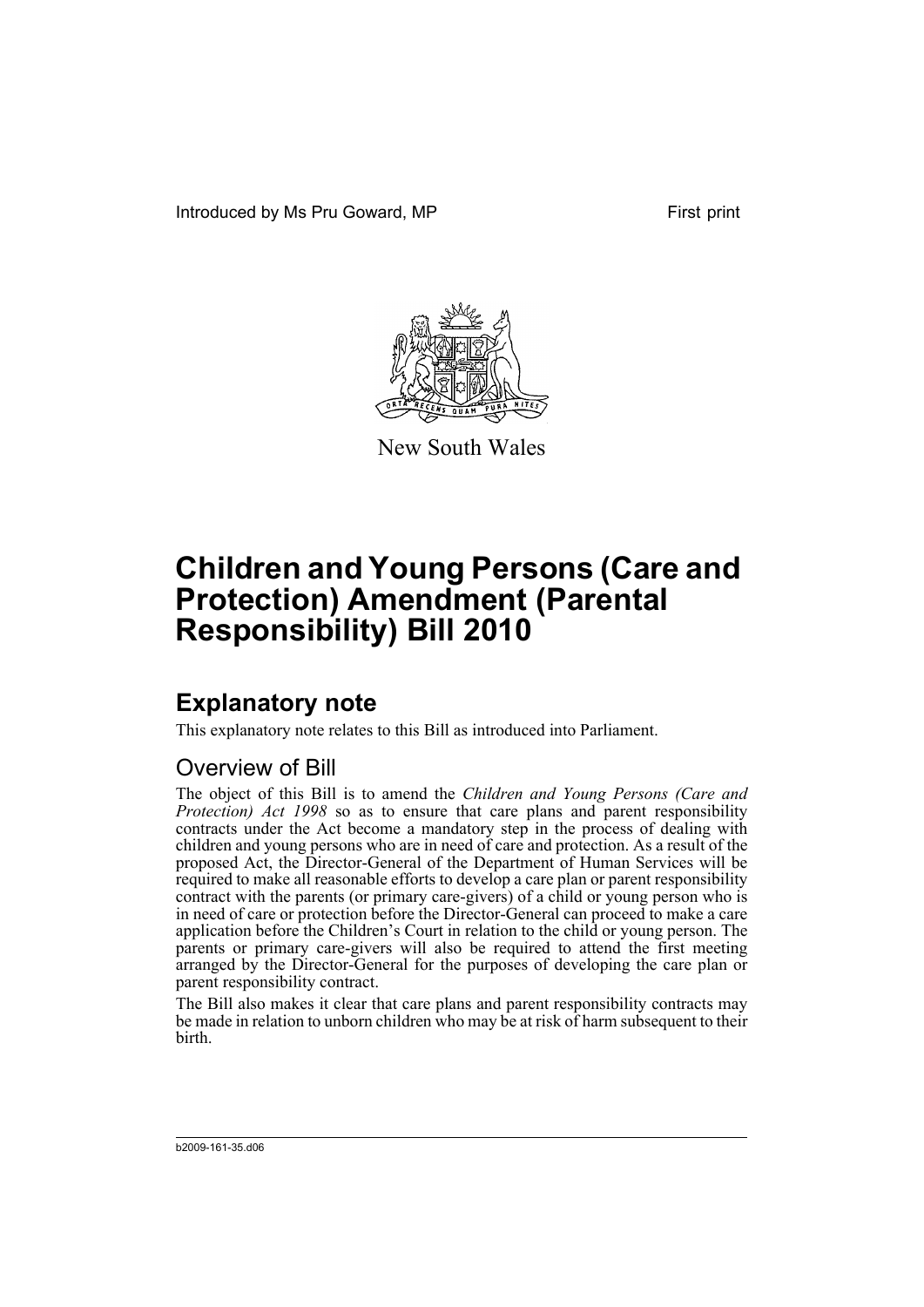Introduced by Ms Pru Goward, MP

First print

New South Wales

# Children and Young Persons (Care and Protection) Amendment (Parental Responsibility) Bill 2010

## Explanatory note

This explanatory note relates to this Bill as introduced into Parliament.

### Overview of Bill

The object of this Bill is to amend the *Children and Young Persons (Care and Protection) Act 1998* so as to ensure that care plans and parent responsibility contracts under the Act become a mandatory step in the process of dealing with children and young persons who are in need of care and protection. As a result of the proposed Act, the Director-General of the Department of Human Services will be required to make all reasonable efforts to develop a care plan or parent responsibility contract with the parents (or primary care-givers) of a child or young person who is in need of care or protection before the Director-General can proceed to make a care application before the Children's Court in relation to the child or young person. The parents or primary care-givers will also be required to attend the first meeting arranged by the Director-General for the purposes of developing the care plan or parent responsibility contract.

The Bill also makes it clear that care plans and parent responsibility contracts may be made in relation to unborn children who may be at risk of harm subsequent to their birth.

b2009-161-35.d06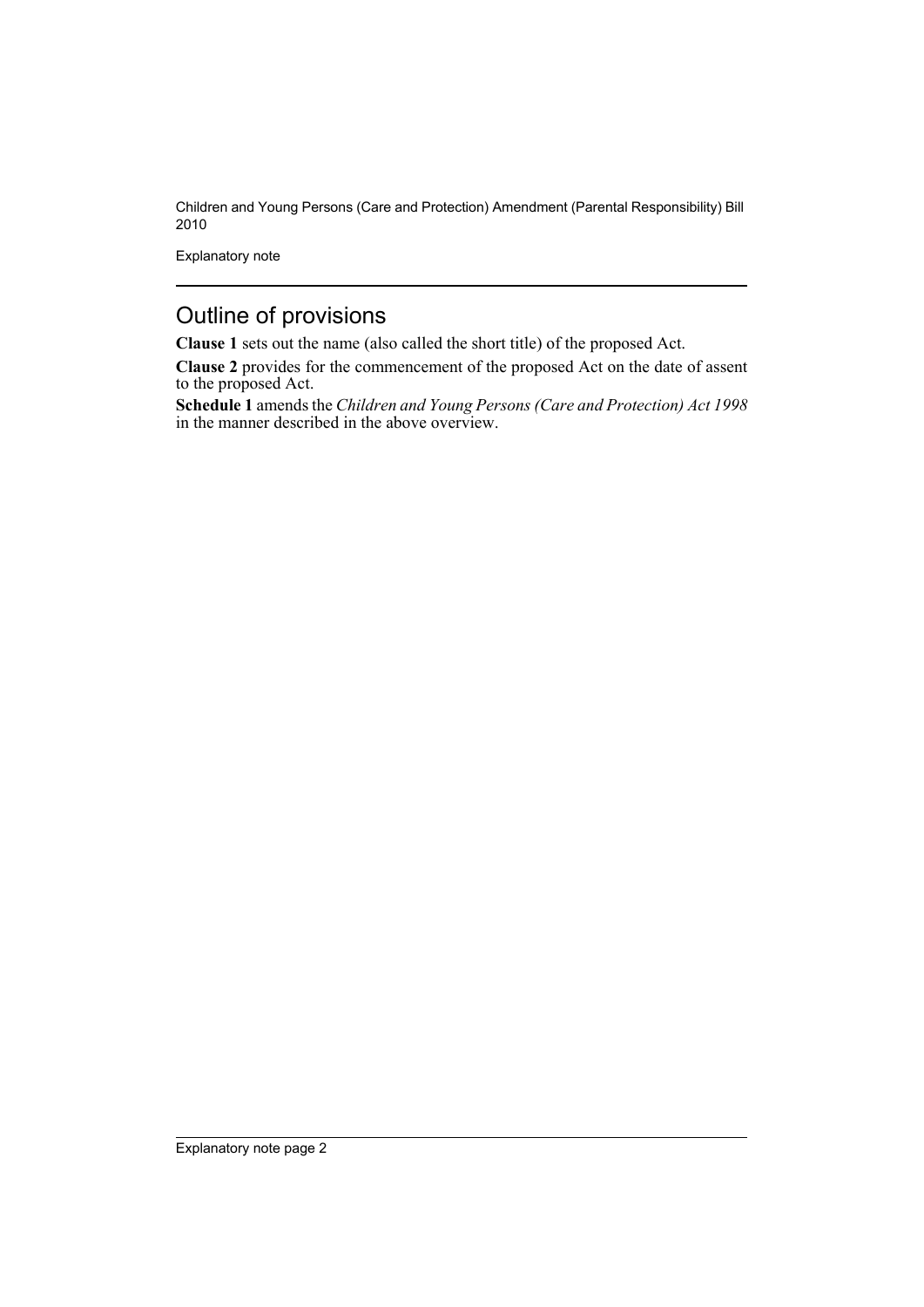## Outline of provisions

**Clause 1** sets out the name (also called the short title) of the proposed Act.

**Clause 2** provides for the commencement of the proposed Act on the date of assent to the proposed Act.

**Schedule 1** amends the *Children and Young Persons (Care and Protection) Act 1998* in the manner described in the above overview.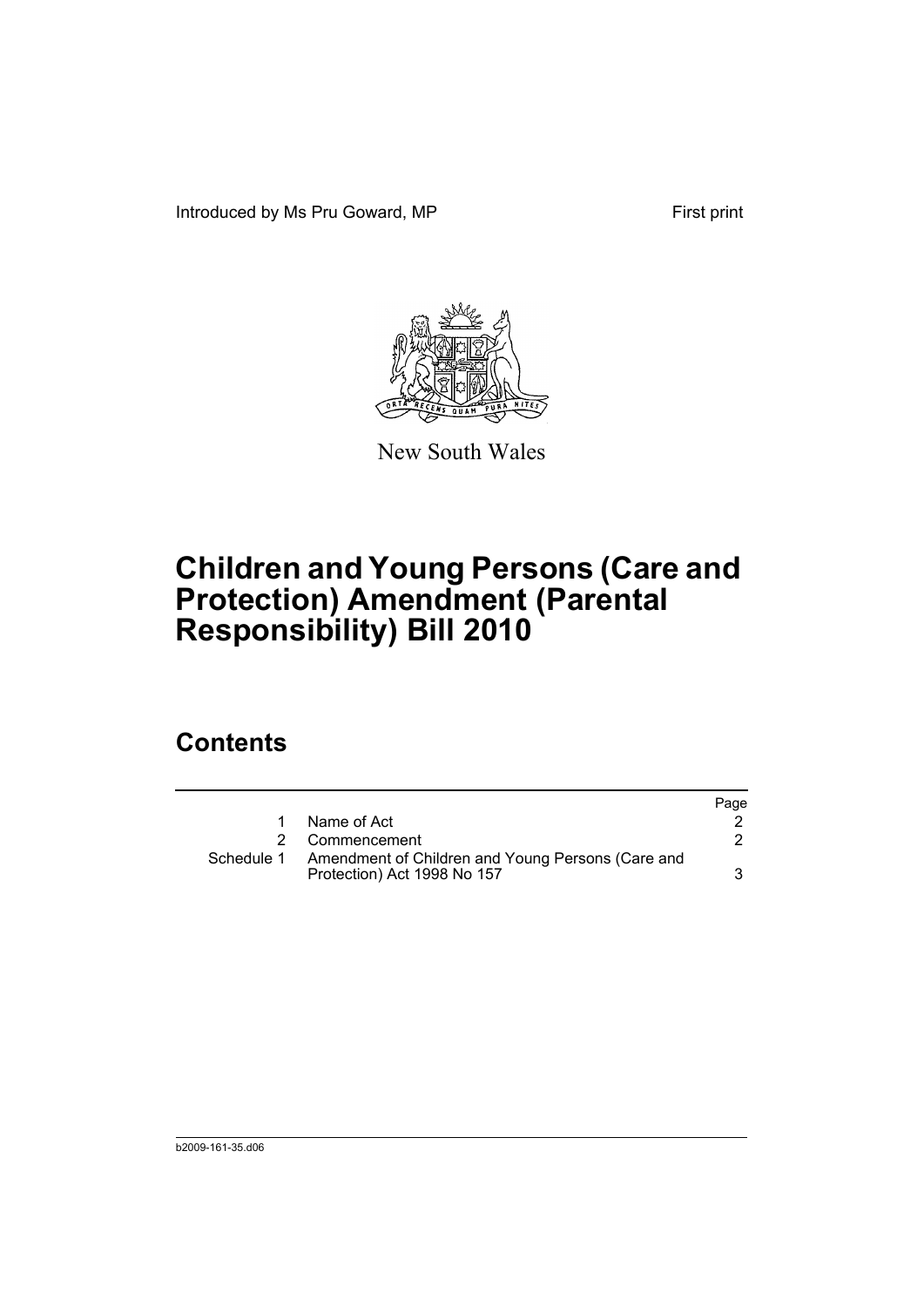Introduced by Ms Pru Goward, MP First print

New South Wales

# Children and Young Persons (Care and Protection) Amendment (Parental Responsibility) Bill 2010

## Contents

| | | Page |
|---|---|---|
| 1 | Name of Act | 2 |
| 2 | Commencement | 2 |
| Schedule 1 | Amendment of Children and Young Persons (Care and Protection) Act 1998 No 157 | 3 |

b2009-161-35.d06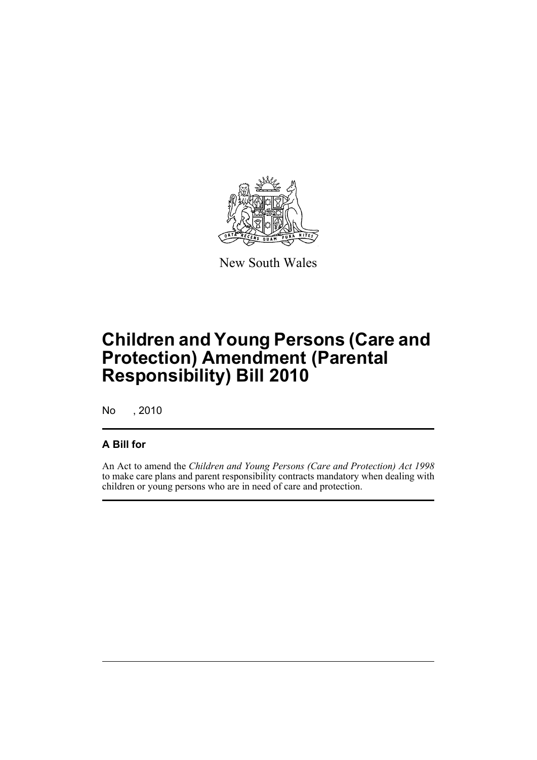New South Wales

# Children and Young Persons (Care and Protection) Amendment (Parental Responsibility) Bill 2010

No , 2010

## A Bill for

An Act to amend the *Children and Young Persons (Care and Protection) Act 1998* to make care plans and parent responsibility contracts mandatory when dealing with children or young persons who are in need of care and protection.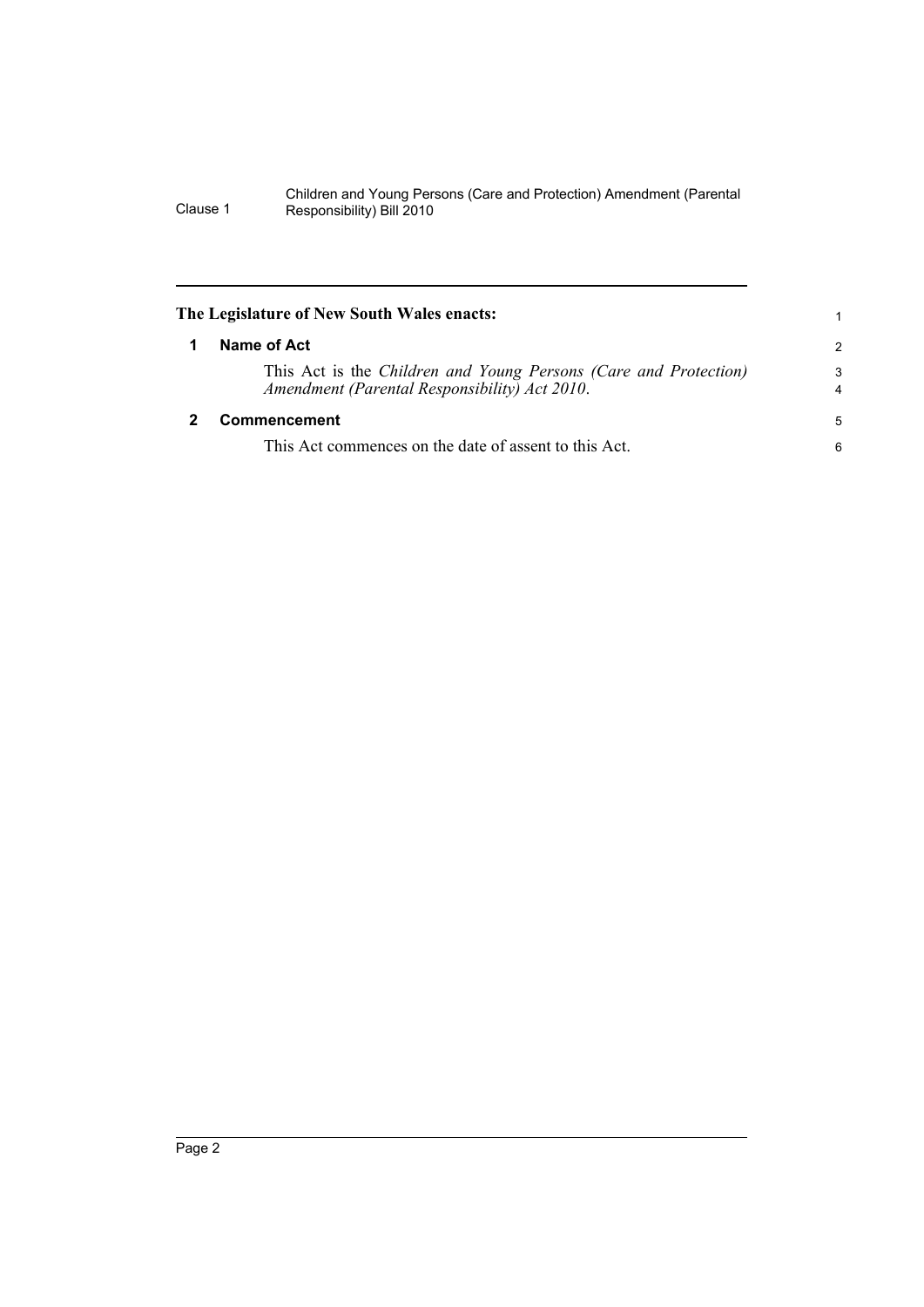**The Legislature of New South Wales enacts:**

## 1 Name of Act

This Act is the *Children and Young Persons (Care and Protection) Amendment (Parental Responsibility) Act 2010*.

## 2 Commencement

This Act commences on the date of assent to this Act.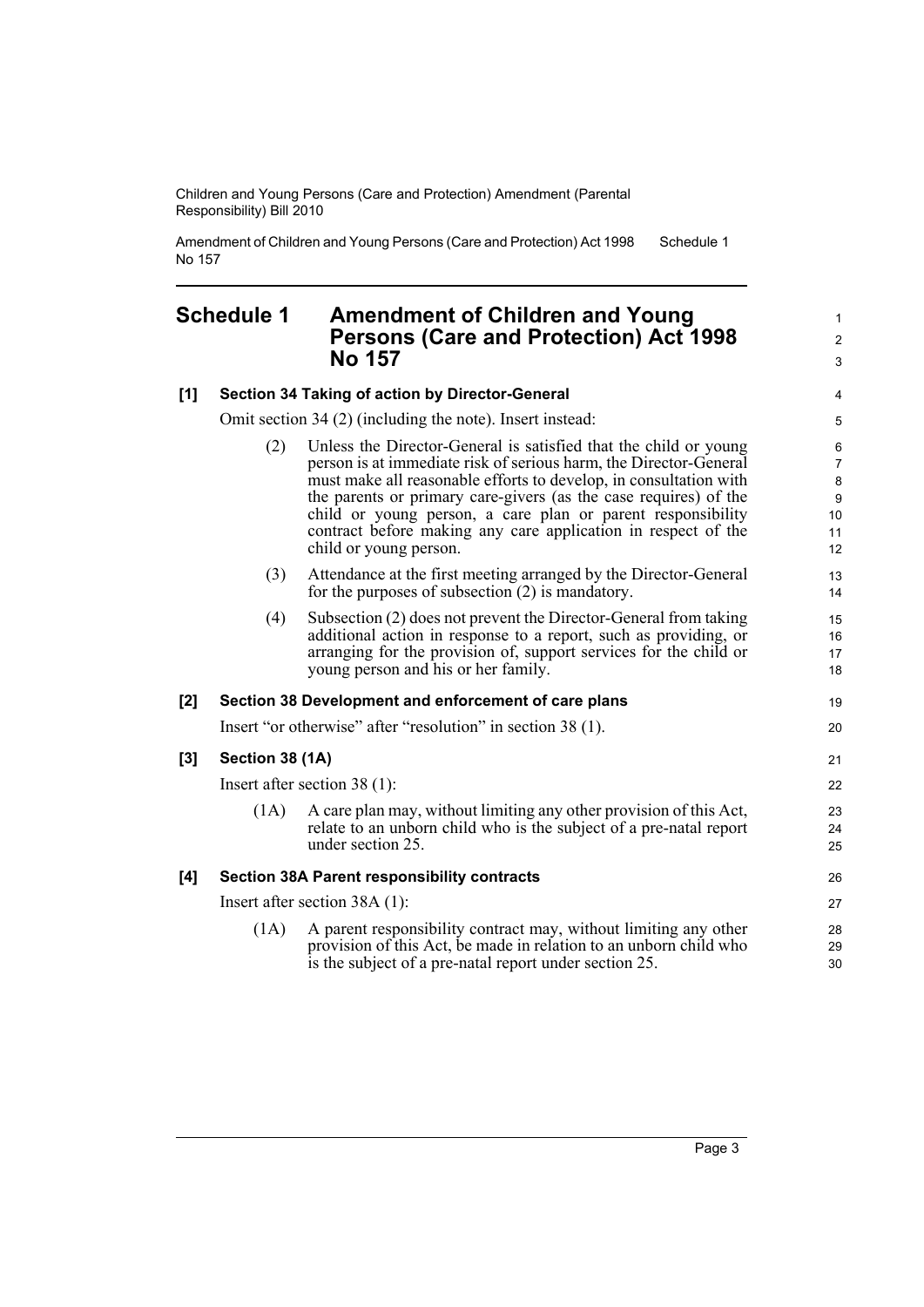## Schedule 1 Amendment of Children and Young Persons (Care and Protection) Act 1998 No 157

**[1] Section 34 Taking of action by Director-General**

Omit section 34 (2) (including the note). Insert instead:

(2) Unless the Director-General is satisfied that the child or young person is at immediate risk of serious harm, the Director-General must make all reasonable efforts to develop, in consultation with the parents or primary care-givers (as the case requires) of the child or young person, a care plan or parent responsibility contract before making any care application in respect of the child or young person.

(3) Attendance at the first meeting arranged by the Director-General for the purposes of subsection (2) is mandatory.

(4) Subsection (2) does not prevent the Director-General from taking additional action in response to a report, such as providing, or arranging for the provision of, support services for the child or young person and his or her family.

**[2] Section 38 Development and enforcement of care plans**

Insert "or otherwise" after "resolution" in section 38 (1).

**[3] Section 38 (1A)**

Insert after section 38 (1):

(1A) A care plan may, without limiting any other provision of this Act, relate to an unborn child who is the subject of a pre-natal report under section 25.

**[4] Section 38A Parent responsibility contracts**

Insert after section 38A (1):

(1A) A parent responsibility contract may, without limiting any other provision of this Act, be made in relation to an unborn child who is the subject of a pre-natal report under section 25.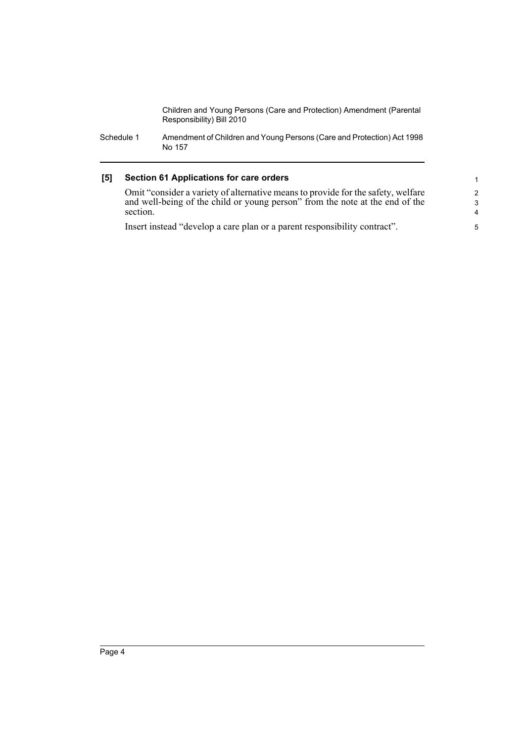**[5] Section 61 Applications for care orders**

Omit "consider a variety of alternative means to provide for the safety, welfare and well-being of the child or young person" from the note at the end of the section.

Insert instead "develop a care plan or a parent responsibility contract".